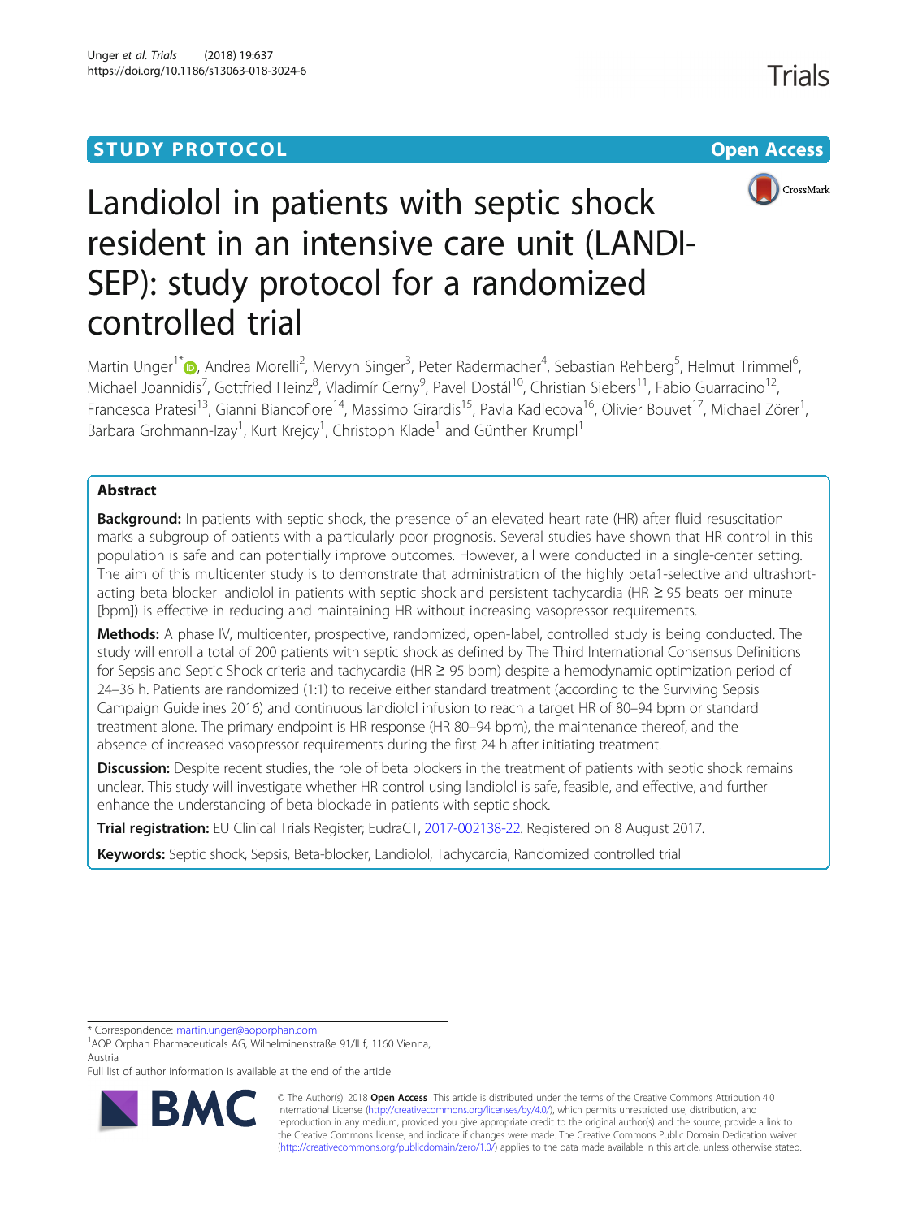STUDY PROTOCOL Open Access

# Landiolol in patients with septic shock resident in an intensive care unit (LANDI-SEP): study protocol for a randomized controlled trial

Martin Unger[1*], Andrea Morelli[2], Mervyn Singer[3], Peter Radermacher[4], Sebastian Rehberg[5], Helmut Trimmel[6], Michael Joannidis[7], Gottfried Heinz[8], Vladimír Cerny[9], Pavel Dostál[10], Christian Siebers[11], Fabio Guarracino[12], Francesca Pratesi[13], Gianni Biancofiore[14], Massimo Girardis[15], Pavla Kadlecova[16], Olivier Bouvet[17], Michael Zörer[1], Barbara Grohmann-Izay[1], Kurt Krejcy[1], Christoph Klade[1] and Günther Krumpl[1]

## Abstract

**Background:** In patients with septic shock, the presence of an elevated heart rate (HR) after fluid resuscitation marks a subgroup of patients with a particularly poor prognosis. Several studies have shown that HR control in this population is safe and can potentially improve outcomes. However, all were conducted in a single-center setting. The aim of this multicenter study is to demonstrate that administration of the highly beta1-selective and ultrashort-acting beta blocker landiolol in patients with septic shock and persistent tachycardia (HR ≥ 95 beats per minute [bpm]) is effective in reducing and maintaining HR without increasing vasopressor requirements.

**Methods:** A phase IV, multicenter, prospective, randomized, open-label, controlled study is being conducted. The study will enroll a total of 200 patients with septic shock as defined by The Third International Consensus Definitions for Sepsis and Septic Shock criteria and tachycardia (HR ≥ 95 bpm) despite a hemodynamic optimization period of 24–36 h. Patients are randomized (1:1) to receive either standard treatment (according to the Surviving Sepsis Campaign Guidelines 2016) and continuous landiolol infusion to reach a target HR of 80–94 bpm or standard treatment alone. The primary endpoint is HR response (HR 80–94 bpm), the maintenance thereof, and the absence of increased vasopressor requirements during the first 24 h after initiating treatment.

**Discussion:** Despite recent studies, the role of beta blockers in the treatment of patients with septic shock remains unclear. This study will investigate whether HR control using landiolol is safe, feasible, and effective, and further enhance the understanding of beta blockade in patients with septic shock.

**Trial registration:** EU Clinical Trials Register; EudraCT, 2017-002138-22. Registered on 8 August 2017.

**Keywords:** Septic shock, Sepsis, Beta-blocker, Landiolol, Tachycardia, Randomized controlled trial

---

\* Correspondence: martin.unger@aoporphan.com

[1]AOP Orphan Pharmaceuticals AG, Wilhelminenstraße 91/II f, 1160 Vienna, Austria

Full list of author information is available at the end of the article

© The Author(s). 2018 **Open Access** This article is distributed under the terms of the Creative Commons Attribution 4.0 International License (http://creativecommons.org/licenses/by/4.0/), which permits unrestricted use, distribution, and reproduction in any medium, provided you give appropriate credit to the original author(s) and the source, provide a link to the Creative Commons license, and indicate if changes were made. The Creative Commons Public Domain Dedication waiver (http://creativecommons.org/publicdomain/zero/1.0/) applies to the data made available in this article, unless otherwise stated.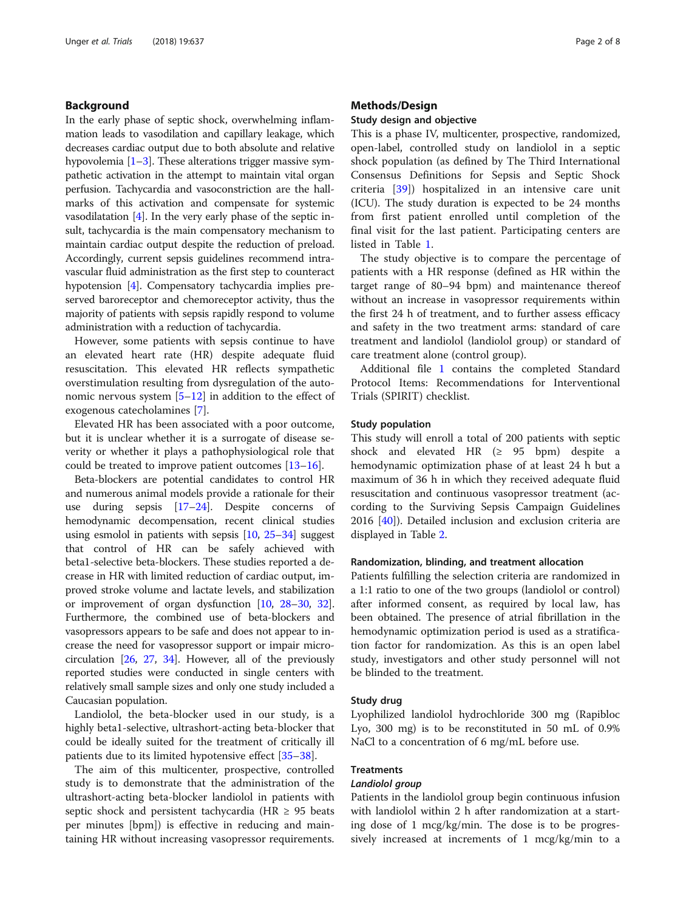## Background

In the early phase of septic shock, overwhelming inflammation leads to vasodilation and capillary leakage, which decreases cardiac output due to both absolute and relative hypovolemia [1–3]. These alterations trigger massive sympathetic activation in the attempt to maintain vital organ perfusion. Tachycardia and vasoconstriction are the hallmarks of this activation and compensate for systemic vasodilatation [4]. In the very early phase of the septic insult, tachycardia is the main compensatory mechanism to maintain cardiac output despite the reduction of preload. Accordingly, current sepsis guidelines recommend intravascular fluid administration as the first step to counteract hypotension [4]. Compensatory tachycardia implies preserved baroreceptor and chemoreceptor activity, thus the majority of patients with sepsis rapidly respond to volume administration with a reduction of tachycardia.

However, some patients with sepsis continue to have an elevated heart rate (HR) despite adequate fluid resuscitation. This elevated HR reflects sympathetic overstimulation resulting from dysregulation of the autonomic nervous system [5–12] in addition to the effect of exogenous catecholamines [7].

Elevated HR has been associated with a poor outcome, but it is unclear whether it is a surrogate of disease severity or whether it plays a pathophysiological role that could be treated to improve patient outcomes [13–16].

Beta-blockers are potential candidates to control HR and numerous animal models provide a rationale for their use during sepsis [17–24]. Despite concerns of hemodynamic decompensation, recent clinical studies using esmolol in patients with sepsis [10, 25–34] suggest that control of HR can be safely achieved with beta1-selective beta-blockers. These studies reported a decrease in HR with limited reduction of cardiac output, improved stroke volume and lactate levels, and stabilization or improvement of organ dysfunction [10, 28–30, 32]. Furthermore, the combined use of beta-blockers and vasopressors appears to be safe and does not appear to increase the need for vasopressor support or impair microcirculation [26, 27, 34]. However, all of the previously reported studies were conducted in single centers with relatively small sample sizes and only one study included a Caucasian population.

Landiolol, the beta-blocker used in our study, is a highly beta1-selective, ultrashort-acting beta-blocker that could be ideally suited for the treatment of critically ill patients due to its limited hypotensive effect [35–38].

The aim of this multicenter, prospective, controlled study is to demonstrate that the administration of the ultrashort-acting beta-blocker landiolol in patients with septic shock and persistent tachycardia (HR ≥ 95 beats per minutes [bpm]) is effective in reducing and maintaining HR without increasing vasopressor requirements.

## Methods/Design

### Study design and objective

This is a phase IV, multicenter, prospective, randomized, open-label, controlled study on landiolol in a septic shock population (as defined by The Third International Consensus Definitions for Sepsis and Septic Shock criteria [39]) hospitalized in an intensive care unit (ICU). The study duration is expected to be 24 months from first patient enrolled until completion of the final visit for the last patient. Participating centers are listed in Table 1.

The study objective is to compare the percentage of patients with a HR response (defined as HR within the target range of 80–94 bpm) and maintenance thereof without an increase in vasopressor requirements within the first 24 h of treatment, and to further assess efficacy and safety in the two treatment arms: standard of care treatment and landiolol (landiolol group) or standard of care treatment alone (control group).

Additional file 1 contains the completed Standard Protocol Items: Recommendations for Interventional Trials (SPIRIT) checklist.

### Study population

This study will enroll a total of 200 patients with septic shock and elevated HR (≥ 95 bpm) despite a hemodynamic optimization phase of at least 24 h but a maximum of 36 h in which they received adequate fluid resuscitation and continuous vasopressor treatment (according to the Surviving Sepsis Campaign Guidelines 2016 [40]). Detailed inclusion and exclusion criteria are displayed in Table 2.

### Randomization, blinding, and treatment allocation

Patients fulfilling the selection criteria are randomized in a 1:1 ratio to one of the two groups (landiolol or control) after informed consent, as required by local law, has been obtained. The presence of atrial fibrillation in the hemodynamic optimization period is used as a stratification factor for randomization. As this is an open label study, investigators and other study personnel will not be blinded to the treatment.

### Study drug

Lyophilized landiolol hydrochloride 300 mg (Rapibloc Lyo, 300 mg) is to be reconstituted in 50 mL of 0.9% NaCl to a concentration of 6 mg/mL before use.

### Treatments

#### *Landiolol group*

Patients in the landiolol group begin continuous infusion with landiolol within 2 h after randomization at a starting dose of 1 mcg/kg/min. The dose is to be progressively increased at increments of 1 mcg/kg/min to a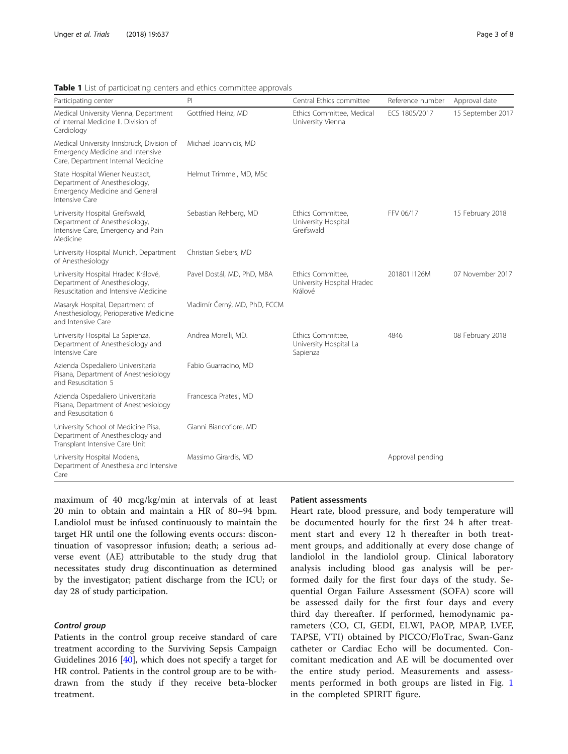**Table 1** List of participating centers and ethics committee approvals

| Participating center | PI | Central Ethics committee | Reference number | Approval date |
|---|---|---|---|---|
| Medical University Vienna, Department of Internal Medicine II. Division of Cardiology | Gottfried Heinz, MD | Ethics Committee, Medical University Vienna | ECS 1805/2017 | 15 September 2017 |
| Medical University Innsbruck, Division of Emergency Medicine and Intensive Care, Department Internal Medicine | Michael Joannidis, MD | | | |
| State Hospital Wiener Neustadt, Department of Anesthesiology, Emergency Medicine and General Intensive Care | Helmut Trimmel, MD, MSc | | | |
| University Hospital Greifswald, Department of Anesthesiology, Intensive Care, Emergency and Pain Medicine | Sebastian Rehberg, MD | Ethics Committee, University Hospital Greifswald | FFV 06/17 | 15 February 2018 |
| University Hospital Munich, Department of Anesthesiology | Christian Siebers, MD | | | |
| University Hospital Hradec Králové, Department of Anesthesiology, Resuscitation and Intensive Medicine | Pavel Dostál, MD, PhD, MBA | Ethics Committee, University Hospital Hradec Králové | 201801 I126M | 07 November 2017 |
| Masaryk Hospital, Department of Anesthesiology, Perioperative Medicine and Intensive Care | Vladimír Černý, MD, PhD, FCCM | | | |
| University Hospital La Sapienza, Department of Anesthesiology and Intensive Care | Andrea Morelli, MD. | Ethics Committee, University Hospital La Sapienza | 4846 | 08 February 2018 |
| Azienda Ospedaliero Universitaria Pisana, Department of Anesthesiology and Resuscitation 5 | Fabio Guarracino, MD | | | |
| Azienda Ospedaliero Universitaria Pisana, Department of Anesthesiology and Resuscitation 6 | Francesca Pratesi, MD | | | |
| University School of Medicine Pisa, Department of Anesthesiology and Transplant Intensive Care Unit | Gianni Biancofiore, MD | | | |
| University Hospital Modena, Department of Anesthesia and Intensive Care | Massimo Girardis, MD | | Approval pending | |

maximum of 40 mcg/kg/min at intervals of at least 20 min to obtain and maintain a HR of 80–94 bpm. Landiolol must be infused continuously to maintain the target HR until one the following events occurs: discontinuation of vasopressor infusion; death; a serious adverse event (AE) attributable to the study drug that necessitates study drug discontinuation as determined by the investigator; patient discharge from the ICU; or day 28 of study participation.

#### *Control group*

Patients in the control group receive standard of care treatment according to the Surviving Sepsis Campaign Guidelines 2016 [40], which does not specify a target for HR control. Patients in the control group are to be withdrawn from the study if they receive beta-blocker treatment.

### Patient assessments

Heart rate, blood pressure, and body temperature will be documented hourly for the first 24 h after treatment start and every 12 h thereafter in both treatment groups, and additionally at every dose change of landiolol in the landiolol group. Clinical laboratory analysis including blood gas analysis will be performed daily for the first four days of the study. Sequential Organ Failure Assessment (SOFA) score will be assessed daily for the first four days and every third day thereafter. If performed, hemodynamic parameters (CO, CI, GEDI, ELWI, PAOP, MPAP, LVEF, TAPSE, VTI) obtained by PICCO/FloTrac, Swan-Ganz catheter or Cardiac Echo will be documented. Concomitant medication and AE will be documented over the entire study period. Measurements and assessments performed in both groups are listed in Fig. 1 in the completed SPIRIT figure.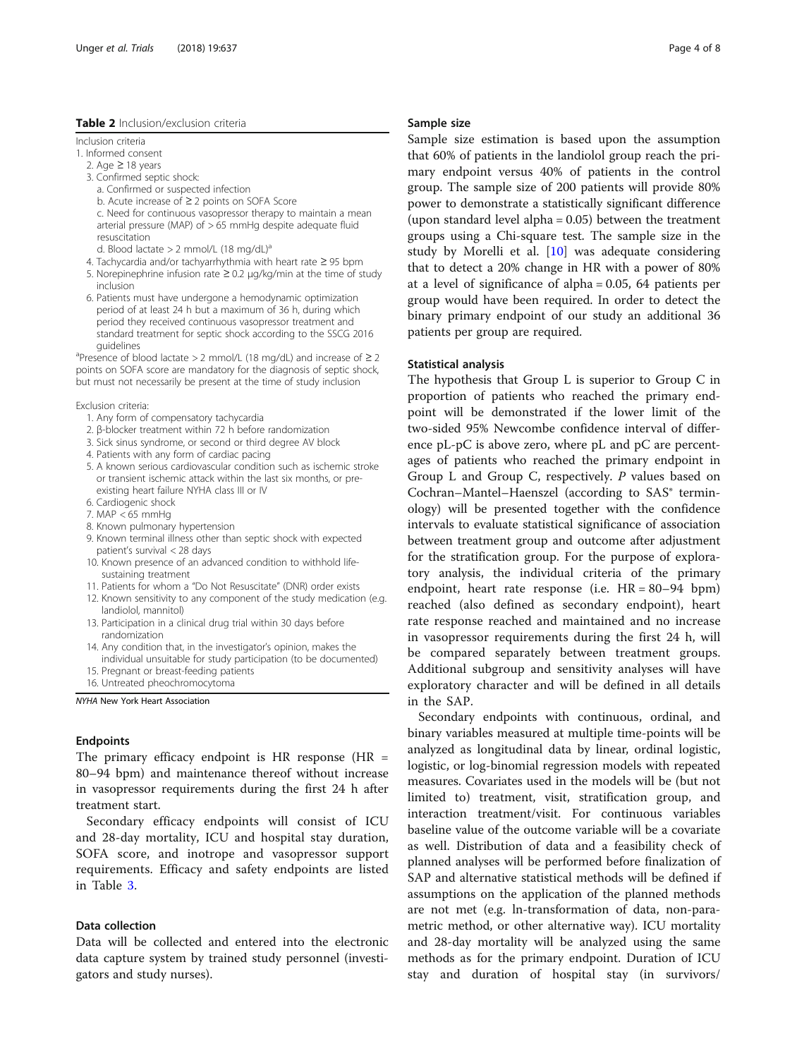**Table 2** Inclusion/exclusion criteria

Inclusion criteria

1. Informed consent
2. Age ≥ 18 years
3. Confirmed septic shock:
   a. Confirmed or suspected infection
   b. Acute increase of ≥ 2 points on SOFA Score
   c. Need for continuous vasopressor therapy to maintain a mean arterial pressure (MAP) of > 65 mmHg despite adequate fluid resuscitation
   d. Blood lactate > 2 mmol/L (18 mg/dL)[a]
4. Tachycardia and/or tachyarrhythmia with heart rate ≥ 95 bpm
5. Norepinephrine infusion rate ≥ 0.2 μg/kg/min at the time of study inclusion
6. Patients must have undergone a hemodynamic optimization period of at least 24 h but a maximum of 36 h, during which period they received continuous vasopressor treatment and standard treatment for septic shock according to the SSCG 2016 guidelines

[a]Presence of blood lactate > 2 mmol/L (18 mg/dL) and increase of ≥ 2 points on SOFA score are mandatory for the diagnosis of septic shock, but must not necessarily be present at the time of study inclusion

Exclusion criteria:

1. Any form of compensatory tachycardia
2. β-blocker treatment within 72 h before randomization
3. Sick sinus syndrome, or second or third degree AV block
4. Patients with any form of cardiac pacing
5. A known serious cardiovascular condition such as ischemic stroke or transient ischemic attack within the last six months, or pre-existing heart failure NYHA class III or IV
6. Cardiogenic shock
7. MAP < 65 mmHg
8. Known pulmonary hypertension
9. Known terminal illness other than septic shock with expected patient's survival < 28 days
10. Known presence of an advanced condition to withhold life-sustaining treatment
11. Patients for whom a "Do Not Resuscitate" (DNR) order exists
12. Known sensitivity to any component of the study medication (e.g. landiolol, mannitol)
13. Participation in a clinical drug trial within 30 days before randomization
14. Any condition that, in the investigator's opinion, makes the individual unsuitable for study participation (to be documented)
15. Pregnant or breast-feeding patients
16. Untreated pheochromocytoma

*NYHA* New York Heart Association

## Endpoints

The primary efficacy endpoint is HR response (HR = 80–94 bpm) and maintenance thereof without increase in vasopressor requirements during the first 24 h after treatment start.

Secondary efficacy endpoints will consist of ICU and 28-day mortality, ICU and hospital stay duration, SOFA score, and inotrope and vasopressor support requirements. Efficacy and safety endpoints are listed in Table 3.

## Data collection

Data will be collected and entered into the electronic data capture system by trained study personnel (investigators and study nurses).

## Sample size

Sample size estimation is based upon the assumption that 60% of patients in the landiolol group reach the primary endpoint versus 40% of patients in the control group. The sample size of 200 patients will provide 80% power to demonstrate a statistically significant difference (upon standard level alpha = 0.05) between the treatment groups using a Chi-square test. The sample size in the study by Morelli et al. [10] was adequate considering that to detect a 20% change in HR with a power of 80% at a level of significance of alpha = 0.05, 64 patients per group would have been required. In order to detect the binary primary endpoint of our study an additional 36 patients per group are required.

## Statistical analysis

The hypothesis that Group L is superior to Group C in proportion of patients who reached the primary endpoint will be demonstrated if the lower limit of the two-sided 95% Newcombe confidence interval of difference pL-pC is above zero, where pL and pC are percentages of patients who reached the primary endpoint in Group L and Group C, respectively. *P* values based on Cochran–Mantel–Haenszel (according to SAS® terminology) will be presented together with the confidence intervals to evaluate statistical significance of association between treatment group and outcome after adjustment for the stratification group. For the purpose of exploratory analysis, the individual criteria of the primary endpoint, heart rate response (i.e. HR = 80–94 bpm) reached (also defined as secondary endpoint), heart rate response reached and maintained and no increase in vasopressor requirements during the first 24 h, will be compared separately between treatment groups. Additional subgroup and sensitivity analyses will have exploratory character and will be defined in all details in the SAP.

Secondary endpoints with continuous, ordinal, and binary variables measured at multiple time-points will be analyzed as longitudinal data by linear, ordinal logistic, logistic, or log-binomial regression models with repeated measures. Covariates used in the models will be (but not limited to) treatment, visit, stratification group, and interaction treatment/visit. For continuous variables baseline value of the outcome variable will be a covariate as well. Distribution of data and a feasibility check of planned analyses will be performed before finalization of SAP and alternative statistical methods will be defined if assumptions on the application of the planned methods are not met (e.g. ln-transformation of data, non-parametric method, or other alternative way). ICU mortality and 28-day mortality will be analyzed using the same methods as for the primary endpoint. Duration of ICU stay and duration of hospital stay (in survivors/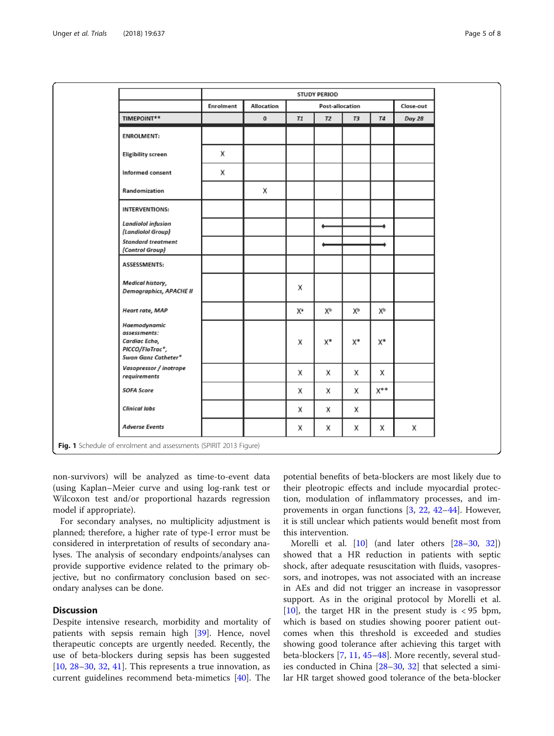| | STUDY PERIOD | | | | | | |
|---|---|---|---|---|---|---|---|
| | Enrolment | Allocation | Post-allocation | | | | Close-out |
| **TIMEPOINT**** | | 0 | *T1* | *T2* | *T3* | *T4* | *Day 28* |
| **ENROLMENT:** | | | | | | | |
| **Eligibility screen** | X | | | | | | |
| **Informed consent** | X | | | | | | |
| **Randomization** | | X | | | | | |
| **INTERVENTIONS:** | | | | | | | |
| ***Landiolol infusion (Landiolol Group)*** | | | | ←———— | ———— | ————→ | |
| ***Standard treatment (Control Group)*** | | | | ←———— | ———— | ————→ | |
| **ASSESSMENTS:** | | | | | | | |
| ***Medical history, Demographics, APACHE II*** | | | X | | | | |
| ***Heart rate, MAP*** | | | X[a] | X[b] | X[b] | X[b] | |
| ***Haemodynamic assessments: Cardiac Echo, PICCO/FloTrac*, Swan Ganz Catheter**** | | | X | X* | X* | X* | |
| ***Vasopressor / inotrope requirements*** | | | X | X | X | X | |
| ***SOFA Score*** | | | X | X | X | X** | |
| ***Clinical labs*** | | | X | X | X | | |
| ***Adverse Events*** | | | X | X | X | X | X |

**Fig. 1** Schedule of enrolment and assessments (SPIRIT 2013 Figure)

non-survivors) will be analyzed as time-to-event data (using Kaplan–Meier curve and using log-rank test or Wilcoxon test and/or proportional hazards regression model if appropriate).

For secondary analyses, no multiplicity adjustment is planned; therefore, a higher rate of type-I error must be considered in interpretation of results of secondary analyses. The analysis of secondary endpoints/analyses can provide supportive evidence related to the primary objective, but no confirmatory conclusion based on secondary analyses can be done.

## Discussion

Despite intensive research, morbidity and mortality of patients with sepsis remain high [39]. Hence, novel therapeutic concepts are urgently needed. Recently, the use of beta-blockers during sepsis has been suggested [10, 28–30, 32, 41]. This represents a true innovation, as current guidelines recommend beta-mimetics [40]. The potential benefits of beta-blockers are most likely due to their pleotropic effects and include myocardial protection, modulation of inflammatory processes, and improvements in organ functions [3, 22, 42–44]. However, it is still unclear which patients would benefit most from this intervention.

Morelli et al. [10] (and later others [28–30, 32]) showed that a HR reduction in patients with septic shock, after adequate resuscitation with fluids, vasopressors, and inotropes, was not associated with an increase in AEs and did not trigger an increase in vasopressor support. As in the original protocol by Morelli et al. [10], the target HR in the present study is < 95 bpm, which is based on studies showing poorer patient outcomes when this threshold is exceeded and studies showing good tolerance after achieving this target with beta-blockers [7, 11, 45–48]. More recently, several studies conducted in China [28–30, 32] that selected a similar HR target showed good tolerance of the beta-blocker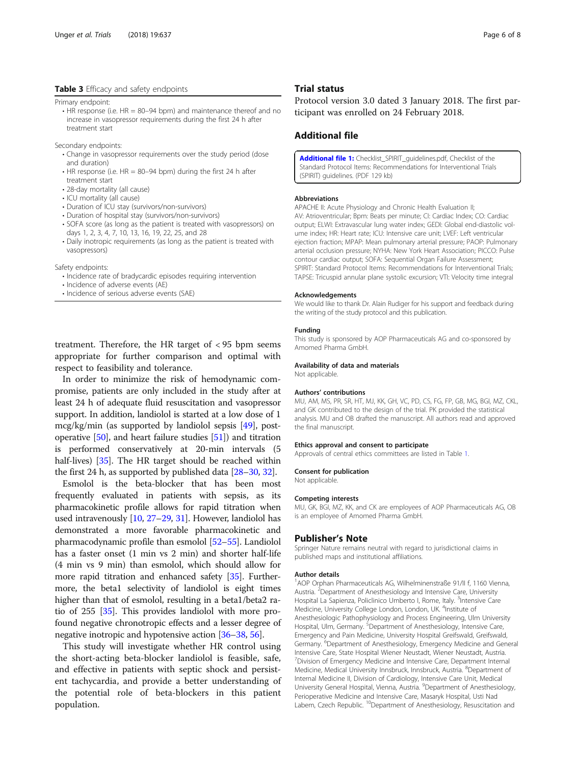**Table 3** Efficacy and safety endpoints

Primary endpoint:

- HR response (i.e. HR = 80–94 bpm) and maintenance thereof and no increase in vasopressor requirements during the first 24 h after treatment start

Secondary endpoints:

- Change in vasopressor requirements over the study period (dose and duration)
- HR response (i.e. HR = 80–94 bpm) during the first 24 h after treatment start
- 28-day mortality (all cause)
- ICU mortality (all cause)
- Duration of ICU stay (survivors/non-survivors)
- Duration of hospital stay (survivors/non-survivors)
- SOFA score (as long as the patient is treated with vasopressors) on days 1, 2, 3, 4, 7, 10, 13, 16, 19, 22, 25, and 28
- Daily inotropic requirements (as long as the patient is treated with vasopressors)

Safety endpoints:

- Incidence rate of bradycardic episodes requiring intervention
- Incidence of adverse events (AE)
- Incidence of serious adverse events (SAE)

treatment. Therefore, the HR target of < 95 bpm seems appropriate for further comparison and optimal with respect to feasibility and tolerance.

In order to minimize the risk of hemodynamic compromise, patients are only included in the study after at least 24 h of adequate fluid resuscitation and vasopressor support. In addition, landiolol is started at a low dose of 1 mcg/kg/min (as supported by landiolol sepsis [49], post-operative [50], and heart failure studies [51]) and titration is performed conservatively at 20-min intervals (5 half-lives) [35]. The HR target should be reached within the first 24 h, as supported by published data [28–30, 32].

Esmolol is the beta-blocker that has been most frequently evaluated in patients with sepsis, as its pharmacokinetic profile allows for rapid titration when used intravenously [10, 27–29, 31]. However, landiolol has demonstrated a more favorable pharmacokinetic and pharmacodynamic profile than esmolol [52–55]. Landiolol has a faster onset (1 min vs 2 min) and shorter half-life (4 min vs 9 min) than esmolol, which should allow for more rapid titration and enhanced safety [35]. Furthermore, the beta1 selectivity of landiolol is eight times higher than that of esmolol, resulting in a beta1/beta2 ratio of 255 [35]. This provides landiolol with more profound negative chronotropic effects and a lesser degree of negative inotropic and hypotensive action [36–38, 56].

This study will investigate whether HR control using the short-acting beta-blocker landiolol is feasible, safe, and effective in patients with septic shock and persistent tachycardia, and provide a better understanding of the potential role of beta-blockers in this patient population.

## Trial status

Protocol version 3.0 dated 3 January 2018. The first participant was enrolled on 24 February 2018.

## Additional file

**Additional file 1:** Checklist_SPIRIT_guidelines.pdf, Checklist of the Standard Protocol Items: Recommendations for Interventional Trials (SPIRIT) guidelines. (PDF 129 kb)

#### Abbreviations

APACHE II: Acute Physiology and Chronic Health Evaluation II; AV: Atrioventricular; Bpm: Beats per minute; CI: Cardiac Index; CO: Cardiac output; ELWI: Extravascular lung water index; GEDI: Global end-diastolic volume index; HR: Heart rate; ICU: Intensive care unit; LVEF: Left ventricular ejection fraction; MPAP: Mean pulmonary arterial pressure; PAOP: Pulmonary arterial occlusion pressure; NYHA: New York Heart Association; PICCO: Pulse contour cardiac output; SOFA: Sequential Organ Failure Assessment; SPIRIT: Standard Protocol Items: Recommendations for Interventional Trials; TAPSE: Tricuspid annular plane systolic excursion; VTI: Velocity time integral

#### Acknowledgements

We would like to thank Dr. Alain Rudiger for his support and feedback during the writing of the study protocol and this publication.

#### Funding

This study is sponsored by AOP Pharmaceuticals AG and co-sponsored by Amomed Pharma GmbH.

#### Availability of data and materials

Not applicable.

#### Authors' contributions

MU, AM, MS, PR, SR, HT, MJ, KK, GH, VC, PD, CS, FG, FP, GB, MG, BGI, MZ, CKL, and GK contributed to the design of the trial. PK provided the statistical analysis. MU and OB drafted the manuscript. All authors read and approved the final manuscript.

#### Ethics approval and consent to participate

Approvals of central ethics committees are listed in Table 1.

#### Consent for publication

Not applicable.

#### Competing interests

MU, GK, BGI, MZ, KK, and CK are employees of AOP Pharmaceuticals AG, OB is an employee of Amomed Pharma GmbH.

## Publisher's Note

Springer Nature remains neutral with regard to jurisdictional claims in published maps and institutional affiliations.

#### Author details

[1]AOP Orphan Pharmaceuticals AG, Wilhelminenstraße 91/II f, 1160 Vienna, Austria. [2]Department of Anesthesiology and Intensive Care, University Hospital La Sapienza, Policlinico Umberto I, Rome, Italy. [3]Intensive Care Medicine, University College London, London, UK. [4]Institute of Anesthesiologic Pathophysiology and Process Engineering, Ulm University Hospital, Ulm, Germany. [5]Department of Anesthesiology, Intensive Care, Emergency and Pain Medicine, University Hospital Greifswald, Greifswald, Germany. [6]Department of Anesthesiology, Emergency Medicine and General Intensive Care, State Hospital Wiener Neustadt, Wiener Neustadt, Austria. [7]Division of Emergency Medicine and Intensive Care, Department Internal Medicine, Medical University Innsbruck, Innsbruck, Austria. [8]Department of Internal Medicine II, Division of Cardiology, Intensive Care Unit, Medical University General Hospital, Vienna, Austria. [9]Department of Anesthesiology, Perioperative Medicine and Intensive Care, Masaryk Hospital, Usti Nad Labem, Czech Republic. [10]Department of Anesthesiology, Resuscitation and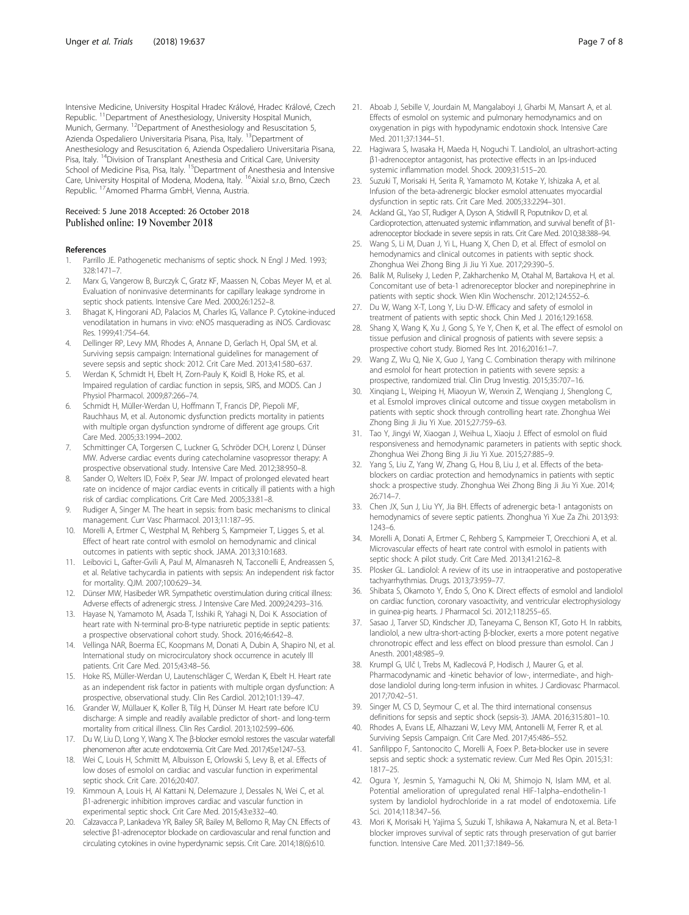Intensive Medicine, University Hospital Hradec Králové, Hradec Králové, Czech Republic. [11]Department of Anesthesiology, University Hospital Munich, Munich, Germany. [12]Department of Anesthesiology and Resuscitation 5, Azienda Ospedaliero Universitaria Pisana, Pisa, Italy. [13]Department of Anesthesiology and Resuscitation 6, Azienda Ospedaliero Universitaria Pisana, Pisa, Italy. [14]Division of Transplant Anesthesia and Critical Care, University School of Medicine Pisa, Pisa, Italy. [15]Department of Anesthesia and Intensive Care, University Hospital of Modena, Modena, Italy. [16]Aixial s.r.o, Brno, Czech Republic. [17]Amomed Pharma GmbH, Vienna, Austria.

Received: 5 June 2018 Accepted: 26 October 2018
Published online: 19 November 2018

## References

1. Parrillo JE. Pathogenetic mechanisms of septic shock. N Engl J Med. 1993; 328:1471–7.
2. Marx G, Vangerow B, Burczyk C, Gratz KF, Maassen N, Cobas Meyer M, et al. Evaluation of noninvasive determinants for capillary leakage syndrome in septic shock patients. Intensive Care Med. 2000;26:1252–8.
3. Bhagat K, Hingorani AD, Palacios M, Charles IG, Vallance P. Cytokine-induced venodilatation in humans in vivo: eNOS masquerading as iNOS. Cardiovasc Res. 1999;41:754–64.
4. Dellinger RP, Levy MM, Rhodes A, Annane D, Gerlach H, Opal SM, et al. Surviving sepsis campaign: International guidelines for management of severe sepsis and septic shock: 2012. Crit Care Med. 2013;41:580–637.
5. Werdan K, Schmidt H, Ebelt H, Zorn-Pauly K, Koidl B, Hoke RS, et al. Impaired regulation of cardiac function in sepsis, SIRS, and MODS. Can J Physiol Pharmacol. 2009;87:266–74.
6. Schmidt H, Müller-Werdan U, Hoffmann T, Francis DP, Piepoli MF, Rauchhaus M, et al. Autonomic dysfunction predicts mortality in patients with multiple organ dysfunction syndrome of different age groups. Crit Care Med. 2005;33:1994–2002.
7. Schmittinger CA, Torgersen C, Luckner G, Schröder DCH, Lorenz I, Dünser MW. Adverse cardiac events during catecholamine vasopressor therapy: A prospective observational study. Intensive Care Med. 2012;38:950–8.
8. Sander O, Welters ID, Foëx P, Sear JW. Impact of prolonged elevated heart rate on incidence of major cardiac events in critically ill patients with a high risk of cardiac complications. Crit Care Med. 2005;33:81–8.
9. Rudiger A, Singer M. The heart in sepsis: from basic mechanisms to clinical management. Curr Vasc Pharmacol. 2013;11:187–95.
10. Morelli A, Ertmer C, Westphal M, Rehberg S, Kampmeier T, Ligges S, et al. Effect of heart rate control with esmolol on hemodynamic and clinical outcomes in patients with septic shock. JAMA. 2013;310:1683.
11. Leibovici L, Gafter-Gvili A, Paul M, Almanasreh N, Tacconelli E, Andreassen S, et al. Relative tachycardia in patients with sepsis: An independent risk factor for mortality. QJM. 2007;100:629–34.
12. Dünser MW, Hasibeder WR. Sympathetic overstimulation during critical illness: Adverse effects of adrenergic stress. J Intensive Care Med. 2009;24:293–316.
13. Hayase N, Yamamoto M, Asada T, Isshiki R, Yahagi N, Doi K. Association of heart rate with N-terminal pro-B-type natriuretic peptide in septic patients: a prospective observational cohort study. Shock. 2016;46:642–8.
14. Vellinga NAR, Boerma EC, Koopmans M, Donati A, Dubin A, Shapiro NI, et al. International study on microcirculatory shock occurrence in acutely Ill patients. Crit Care Med. 2015;43:48–56.
15. Hoke RS, Müller-Werdan U, Lautenschläger C, Werdan K, Ebelt H. Heart rate as an independent risk factor in patients with multiple organ dysfunction: A prospective, observational study. Clin Res Cardiol. 2012;101:139–47.
16. Grander W, Müllauer K, Koller B, Tilg H, Dünser M. Heart rate before ICU discharge: A simple and readily available predictor of short- and long-term mortality from critical illness. Clin Res Cardiol. 2013;102:599–606.
17. Du W, Liu D, Long Y, Wang X. The β-blocker esmolol restores the vascular waterfall phenomenon after acute endotoxemia. Crit Care Med. 2017;45:e1247–53.
18. Wei C, Louis H, Schmitt M, Albuisson E, Orlowski S, Levy B, et al. Effects of low doses of esmolol on cardiac and vascular function in experimental septic shock. Crit Care. 2016;20:407.
19. Kimmoun A, Louis H, Al Kattani N, Delemazure J, Dessales N, Wei C, et al. β1-adrenergic inhibition improves cardiac and vascular function in experimental septic shock. Crit Care Med. 2015;43:e332–40.
20. Calzavacca P, Lankadeva YR, Bailey SR, Bailey M, Bellomo R, May CN. Effects of selective β1-adrenoceptor blockade on cardiovascular and renal function and circulating cytokines in ovine hyperdynamic sepsis. Crit Care. 2014;18(6):610.
21. Aboab J, Sebille V, Jourdain M, Mangalaboyi J, Gharbi M, Mansart A, et al. Effects of esmolol on systemic and pulmonary hemodynamics and on oxygenation in pigs with hypodynamic endotoxin shock. Intensive Care Med. 2011;37:1344–51.
22. Hagiwara S, Iwasaka H, Maeda H, Noguchi T. Landiolol, an ultrashort-acting β1-adrenoceptor antagonist, has protective effects in an lps-induced systemic inflammation model. Shock. 2009;31:515–20.
23. Suzuki T, Morisaki H, Serita R, Yamamoto M, Kotake Y, Ishizaka A, et al. Infusion of the beta-adrenergic blocker esmolol attenuates myocardial dysfunction in septic rats. Crit Care Med. 2005;33:2294–301.
24. Ackland GL, Yao ST, Rudiger A, Dyson A, Stidwill R, Poputnikov D, et al. Cardioprotection, attenuated systemic inflammation, and survival benefit of β1-adrenoceptor blockade in severe sepsis in rats. Crit Care Med. 2010;38:388–94.
25. Wang S, Li M, Duan J, Yi L, Huang X, Chen D, et al. Effect of esmolol on hemodynamics and clinical outcomes in patients with septic shock. Zhonghua Wei Zhong Bing Ji Jiu Yi Xue. 2017;29:390–5.
26. Balik M, Rulisek J, Leden P, Zakharchenko M, Otahal M, Bartakova H, et al. Concomitant use of beta-1 adrenoreceptor blocker and norepinephrine in patients with septic shock. Wien Klin Wochenschr. 2012;124:552–6.
27. Du W, Wang X-T, Long Y, Liu D-W. Efficacy and safety of esmolol in treatment of patients with septic shock. Chin Med J. 2016;129:1658.
28. Shang X, Wang K, Xu J, Gong S, Ye Y, Chen K, et al. The effect of esmolol on tissue perfusion and clinical prognosis of patients with severe sepsis: a prospective cohort study. Biomed Res Int. 2016;2016:1–7.
29. Wang Z, Wu Q, Nie X, Guo J, Yang C. Combination therapy with milrinone and esmolol for heart protection in patients with severe sepsis: a prospective, randomized trial. Clin Drug Investig. 2015;35:707–16.
30. Xinqiang L, Weiping H, Miaoyun W, Wenxin Z, Wenqiang J, Shenglong C, et al. Esmolol improves clinical outcome and tissue oxygen metabolism in patients with septic shock through controlling heart rate. Zhonghua Wei Zhong Bing Ji Jiu Yi Xue. 2015;27:759–63.
31. Tao Y, Jingyi W, Xiaogan J, Weihua L, Xiaoju J. Effect of esmolol on fluid responsiveness and hemodynamic parameters in patients with septic shock. Zhonghua Wei Zhong Bing Ji Jiu Yi Xue. 2015;27:885–9.
32. Yang S, Liu Z, Yang W, Zhang G, Hou B, Liu J, et al. Effects of the beta-blockers on cardiac protection and hemodynamics in patients with septic shock: a prospective study. Zhonghua Wei Zhong Bing Ji Jiu Yi Xue. 2014; 26:714–7.
33. Chen JX, Sun J, Liu YY, Jia BH. Effects of adrenergic beta-1 antagonists on hemodynamics of severe septic patients. Zhonghua Yi Xue Za Zhi. 2013;93: 1243–6.
34. Morelli A, Donati A, Ertmer C, Rehberg S, Kampmeier T, Orecchioni A, et al. Microvascular effects of heart rate control with esmolol in patients with septic shock: A pilot study. Crit Care Med. 2013;41:2162–8.
35. Plosker GL. Landiolol: A review of its use in intraoperative and postoperative tachyarrhythmias. Drugs. 2013;73:959–77.
36. Shibata S, Okamoto Y, Endo S, Ono K. Direct effects of esmolol and landiolol on cardiac function, coronary vasoactivity, and ventricular electrophysiology in guinea-pig hearts. J Pharmacol Sci. 2012;118:255–65.
37. Sasao J, Tarver SD, Kindscher JD, Taneyama C, Benson KT, Goto H. In rabbits, landiolol, a new ultra-short-acting β-blocker, exerts a more potent negative chronotropic effect and less effect on blood pressure than esmolol. Can J Anesth. 2001;48:985–9.
38. Krumpl G, Ulč I, Trebs M, Kadlecová P, Hodisch J, Maurer G, et al. Pharmacodynamic and -kinetic behavior of low-, intermediate-, and high-dose landiolol during long-term infusion in whites. J Cardiovasc Pharmacol. 2017;70:42–51.
39. Singer M, CS D, Seymour C, et al. The third international consensus definitions for sepsis and septic shock (sepsis-3). JAMA. 2016;315:801–10.
40. Rhodes A, Evans LE, Alhazzani W, Levy MM, Antonelli M, Ferrer R, et al. Surviving Sepsis Campaign. Crit Care Med. 2017;45:486–552.
41. Sanfilippo F, Santonocito C, Morelli A, Foex P. Beta-blocker use in severe sepsis and septic shock: a systematic review. Curr Med Res Opin. 2015;31: 1817–25.
42. Ogura Y, Jesmin S, Yamaguchi N, Oki M, Shimojo N, Islam MM, et al. Potential amelioration of upregulated renal HIF-1alpha–endothelin-1 system by landiolol hydrochloride in a rat model of endotoxemia. Life Sci. 2014;118:347–56.
43. Mori K, Morisaki H, Yajima S, Suzuki T, Ishikawa A, Nakamura N, et al. Beta-1 blocker improves survival of septic rats through preservation of gut barrier function. Intensive Care Med. 2011;37:1849–56.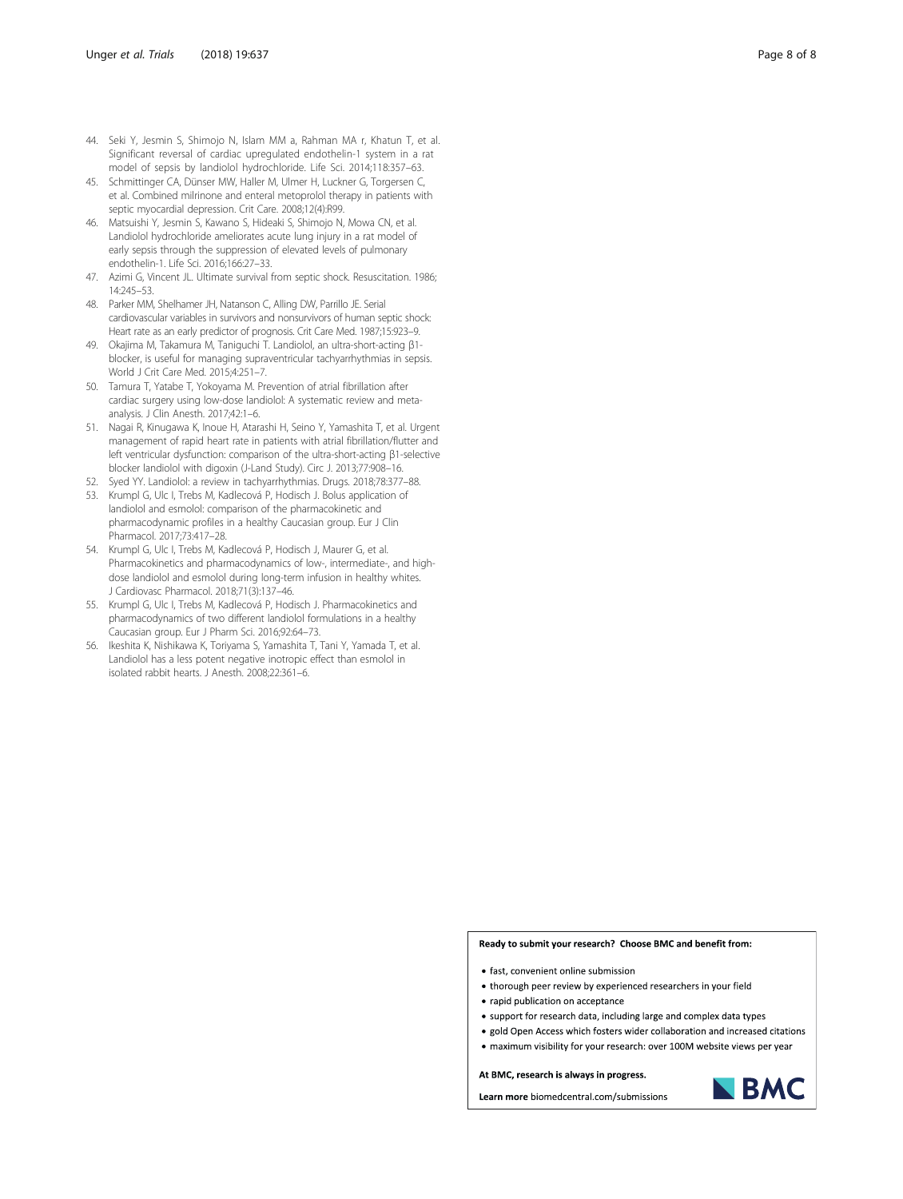44. Seki Y, Jesmin S, Shimojo N, Islam MM a, Rahman MA r, Khatun T, et al. Significant reversal of cardiac upregulated endothelin-1 system in a rat model of sepsis by landiolol hydrochloride. Life Sci. 2014;118:357–63.
45. Schmittinger CA, Dünser MW, Haller M, Ulmer H, Luckner G, Torgersen C, et al. Combined milrinone and enteral metoprolol therapy in patients with septic myocardial depression. Crit Care. 2008;12(4):R99.
46. Matsuishi Y, Jesmin S, Kawano S, Hideaki S, Shimojo N, Mowa CN, et al. Landiolol hydrochloride ameliorates acute lung injury in a rat model of early sepsis through the suppression of elevated levels of pulmonary endothelin-1. Life Sci. 2016;166:27–33.
47. Azimi G, Vincent JL. Ultimate survival from septic shock. Resuscitation. 1986; 14:245–53.
48. Parker MM, Shelhamer JH, Natanson C, Alling DW, Parrillo JE. Serial cardiovascular variables in survivors and nonsurvivors of human septic shock: Heart rate as an early predictor of prognosis. Crit Care Med. 1987;15:923–9.
49. Okajima M, Takamura M, Taniguchi T. Landiolol, an ultra-short-acting β1-blocker, is useful for managing supraventricular tachyarrhythmias in sepsis. World J Crit Care Med. 2015;4:251–7.
50. Tamura T, Yatabe T, Yokoyama M. Prevention of atrial fibrillation after cardiac surgery using low-dose landiolol: A systematic review and meta-analysis. J Clin Anesth. 2017;42:1–6.
51. Nagai R, Kinugawa K, Inoue H, Atarashi H, Seino Y, Yamashita T, et al. Urgent management of rapid heart rate in patients with atrial fibrillation/flutter and left ventricular dysfunction: comparison of the ultra-short-acting β1-selective blocker landiolol with digoxin (J-Land Study). Circ J. 2013;77:908–16.
52. Syed YY. Landiolol: a review in tachyarrhythmias. Drugs. 2018;78:377–88.
53. Krumpl G, Ulc I, Trebs M, Kadlecová P, Hodisch J. Bolus application of landiolol and esmolol: comparison of the pharmacokinetic and pharmacodynamic profiles in a healthy Caucasian group. Eur J Clin Pharmacol. 2017;73:417–28.
54. Krumpl G, Ulc I, Trebs M, Kadlecová P, Hodisch J, Maurer G, et al. Pharmacokinetics and pharmacodynamics of low-, intermediate-, and high-dose landiolol and esmolol during long-term infusion in healthy whites. J Cardiovasc Pharmacol. 2018;71(3):137–46.
55. Krumpl G, Ulc I, Trebs M, Kadlecová P, Hodisch J. Pharmacokinetics and pharmacodynamics of two different landiolol formulations in a healthy Caucasian group. Eur J Pharm Sci. 2016;92:64–73.
56. Ikeshita K, Nishikawa K, Toriyama S, Yamashita T, Tani Y, Yamada T, et al. Landiolol has a less potent negative inotropic effect than esmolol in isolated rabbit hearts. J Anesth. 2008;22:361–6.

**Ready to submit your research? Choose BMC and benefit from:**

- fast, convenient online submission
- thorough peer review by experienced researchers in your field
- rapid publication on acceptance
- support for research data, including large and complex data types
- gold Open Access which fosters wider collaboration and increased citations
- maximum visibility for your research: over 100M website views per year

**At BMC, research is always in progress.**

**Learn more** biomedcentral.com/submissions